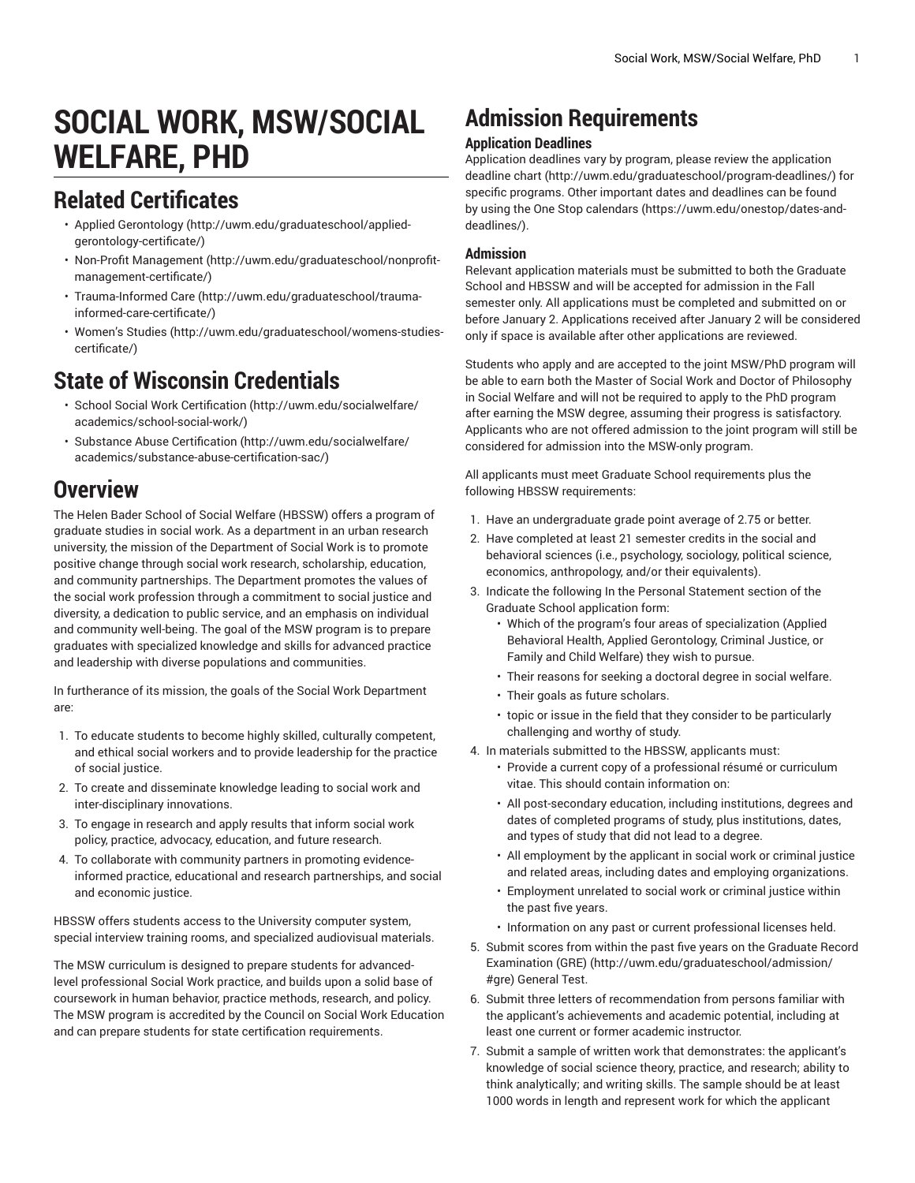# SOCIAL WORK, MSW/SOCIAL WELFARE, PHD

## Related Certificates

- Applied Gerontology (http://uwm.edu/graduateschool/applied-gerontology-certificate/)
- Non-Profit Management (http://uwm.edu/graduateschool/nonprofit-management-certificate/)
- Trauma-Informed Care (http://uwm.edu/graduateschool/trauma-informed-care-certificate/)
- Women's Studies (http://uwm.edu/graduateschool/womens-studies-certificate/)

## State of Wisconsin Credentials

- School Social Work Certification (http://uwm.edu/socialwelfare/academics/school-social-work/)
- Substance Abuse Certification (http://uwm.edu/socialwelfare/academics/substance-abuse-certification-sac/)

## Overview

The Helen Bader School of Social Welfare (HBSSW) offers a program of graduate studies in social work. As a department in an urban research university, the mission of the Department of Social Work is to promote positive change through social work research, scholarship, education, and community partnerships. The Department promotes the values of the social work profession through a commitment to social justice and diversity, a dedication to public service, and an emphasis on individual and community well-being. The goal of the MSW program is to prepare graduates with specialized knowledge and skills for advanced practice and leadership with diverse populations and communities.

In furtherance of its mission, the goals of the Social Work Department are:

1. To educate students to become highly skilled, culturally competent, and ethical social workers and to provide leadership for the practice of social justice.
2. To create and disseminate knowledge leading to social work and inter-disciplinary innovations.
3. To engage in research and apply results that inform social work policy, practice, advocacy, education, and future research.
4. To collaborate with community partners in promoting evidence-informed practice, educational and research partnerships, and social and economic justice.

HBSSW offers students access to the University computer system, special interview training rooms, and specialized audiovisual materials.

The MSW curriculum is designed to prepare students for advanced-level professional Social Work practice, and builds upon a solid base of coursework in human behavior, practice methods, research, and policy. The MSW program is accredited by the Council on Social Work Education and can prepare students for state certification requirements.

## Admission Requirements

### Application Deadlines

Application deadlines vary by program, please review the application deadline chart (http://uwm.edu/graduateschool/program-deadlines/) for specific programs. Other important dates and deadlines can be found by using the One Stop calendars (https://uwm.edu/onestop/dates-and-deadlines/).

### Admission

Relevant application materials must be submitted to both the Graduate School and HBSSW and will be accepted for admission in the Fall semester only. All applications must be completed and submitted on or before January 2. Applications received after January 2 will be considered only if space is available after other applications are reviewed.

Students who apply and are accepted to the joint MSW/PhD program will be able to earn both the Master of Social Work and Doctor of Philosophy in Social Welfare and will not be required to apply to the PhD program after earning the MSW degree, assuming their progress is satisfactory. Applicants who are not offered admission to the joint program will still be considered for admission into the MSW-only program.

All applicants must meet Graduate School requirements plus the following HBSSW requirements:

1. Have an undergraduate grade point average of 2.75 or better.
2. Have completed at least 21 semester credits in the social and behavioral sciences (i.e., psychology, sociology, political science, economics, anthropology, and/or their equivalents).
3. Indicate the following In the Personal Statement section of the Graduate School application form:
   - Which of the program's four areas of specialization (Applied Behavioral Health, Applied Gerontology, Criminal Justice, or Family and Child Welfare) they wish to pursue.
   - Their reasons for seeking a doctoral degree in social welfare.
   - Their goals as future scholars.
   - topic or issue in the field that they consider to be particularly challenging and worthy of study.
4. In materials submitted to the HBSSW, applicants must:
   - Provide a current copy of a professional résumé or curriculum vitae. This should contain information on:
   - All post-secondary education, including institutions, degrees and dates of completed programs of study, plus institutions, dates, and types of study that did not lead to a degree.
   - All employment by the applicant in social work or criminal justice and related areas, including dates and employing organizations.
   - Employment unrelated to social work or criminal justice within the past five years.
   - Information on any past or current professional licenses held.
5. Submit scores from within the past five years on the Graduate Record Examination (GRE) (http://uwm.edu/graduateschool/admission/#gre) General Test.
6. Submit three letters of recommendation from persons familiar with the applicant's achievements and academic potential, including at least one current or former academic instructor.
7. Submit a sample of written work that demonstrates: the applicant's knowledge of social science theory, practice, and research; ability to think analytically; and writing skills. The sample should be at least 1000 words in length and represent work for which the applicant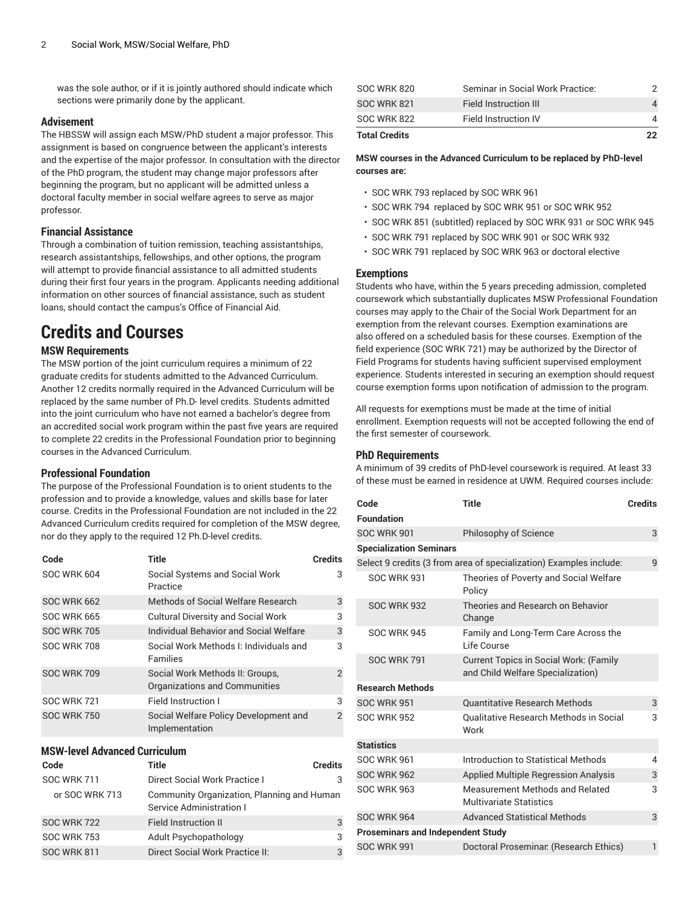was the sole author, or if it is jointly authored should indicate which sections were primarily done by the applicant.

### Advisement

The HBSSW will assign each MSW/PhD student a major professor. This assignment is based on congruence between the applicant's interests and the expertise of the major professor. In consultation with the director of the PhD program, the student may change major professors after beginning the program, but no applicant will be admitted unless a doctoral faculty member in social welfare agrees to serve as major professor.

### Financial Assistance

Through a combination of tuition remission, teaching assistantships, research assistantships, fellowships, and other options, the program will attempt to provide financial assistance to all admitted students during their first four years in the program. Applicants needing additional information on other sources of financial assistance, such as student loans, should contact the campus's Office of Financial Aid.

## Credits and Courses

### MSW Requirements

The MSW portion of the joint curriculum requires a minimum of 22 graduate credits for students admitted to the Advanced Curriculum. Another 12 credits normally required in the Advanced Curriculum will be replaced by the same number of Ph.D- level credits. Students admitted into the joint curriculum who have not earned a bachelor's degree from an accredited social work program within the past five years are required to complete 22 credits in the Professional Foundation prior to beginning courses in the Advanced Curriculum.

### Professional Foundation

The purpose of the Professional Foundation is to orient students to the profession and to provide a knowledge, values and skills base for later course. Credits in the Professional Foundation are not included in the 22 Advanced Curriculum credits required for completion of the MSW degree, nor do they apply to the required 12 Ph.D-level credits.

| Code | Title | Credits |
|---|---|---|
| SOC WRK 604 | Social Systems and Social Work Practice | 3 |
| SOC WRK 662 | Methods of Social Welfare Research | 3 |
| SOC WRK 665 | Cultural Diversity and Social Work | 3 |
| SOC WRK 705 | Individual Behavior and Social Welfare | 3 |
| SOC WRK 708 | Social Work Methods I: Individuals and Families | 3 |
| SOC WRK 709 | Social Work Methods II: Groups, Organizations and Communities | 2 |
| SOC WRK 721 | Field Instruction I | 3 |
| SOC WRK 750 | Social Welfare Policy Development and Implementation | 2 |

### MSW-level Advanced Curriculum

| Code | Title | Credits |
|---|---|---|
| SOC WRK 711 | Direct Social Work Practice I | 3 |
| or SOC WRK 713 | Community Organization, Planning and Human Service Administration I | |
| SOC WRK 722 | Field Instruction II | 3 |
| SOC WRK 753 | Adult Psychopathology | 3 |
| SOC WRK 811 | Direct Social Work Practice II: | 3 |
| SOC WRK 820 | Seminar in Social Work Practice: | 2 |
| SOC WRK 821 | Field Instruction III | 4 |
| SOC WRK 822 | Field Instruction IV | 4 |
| **Total Credits** | | **22** |

**MSW courses in the Advanced Curriculum to be replaced by PhD-level courses are:**

- SOC WRK 793 replaced by SOC WRK 961
- SOC WRK 794 replaced by SOC WRK 951 or SOC WRK 952
- SOC WRK 851 (subtitled) replaced by SOC WRK 931 or SOC WRK 945
- SOC WRK 791 replaced by SOC WRK 901 or SOC WRK 932
- SOC WRK 791 replaced by SOC WRK 963 or doctoral elective

### Exemptions

Students who have, within the 5 years preceding admission, completed coursework which substantially duplicates MSW Professional Foundation courses may apply to the Chair of the Social Work Department for an exemption from the relevant courses. Exemption examinations are also offered on a scheduled basis for these courses. Exemption of the field experience (SOC WRK 721) may be authorized by the Director of Field Programs for students having sufficient supervised employment experience. Students interested in securing an exemption should request course exemption forms upon notification of admission to the program.

All requests for exemptions must be made at the time of initial enrollment. Exemption requests will not be accepted following the end of the first semester of coursework.

### PhD Requirements

A minimum of 39 credits of PhD-level coursework is required. At least 33 of these must be earned in residence at UWM. Required courses include:

| Code | Title | Credits |
|---|---|---|
| **Foundation** | | |
| SOC WRK 901 | Philosophy of Science | 3 |
| **Specialization Seminars** | | |
| Select 9 credits (3 from area of specialization) Examples include: | | 9 |
| SOC WRK 931 | Theories of Poverty and Social Welfare Policy | |
| SOC WRK 932 | Theories and Research on Behavior Change | |
| SOC WRK 945 | Family and Long-Term Care Across the Life Course | |
| SOC WRK 791 | Current Topics in Social Work: (Family and Child Welfare Specialization) | |
| **Research Methods** | | |
| SOC WRK 951 | Quantitative Research Methods | 3 |
| SOC WRK 952 | Qualitative Research Methods in Social Work | 3 |
| **Statistics** | | |
| SOC WRK 961 | Introduction to Statistical Methods | 4 |
| SOC WRK 962 | Applied Multiple Regression Analysis | 3 |
| SOC WRK 963 | Measurement Methods and Related Multivariate Statistics | 3 |
| SOC WRK 964 | Advanced Statistical Methods | 3 |
| **Proseminars and Independent Study** | | |
| SOC WRK 991 | Doctoral Proseminar: (Research Ethics) | 1 |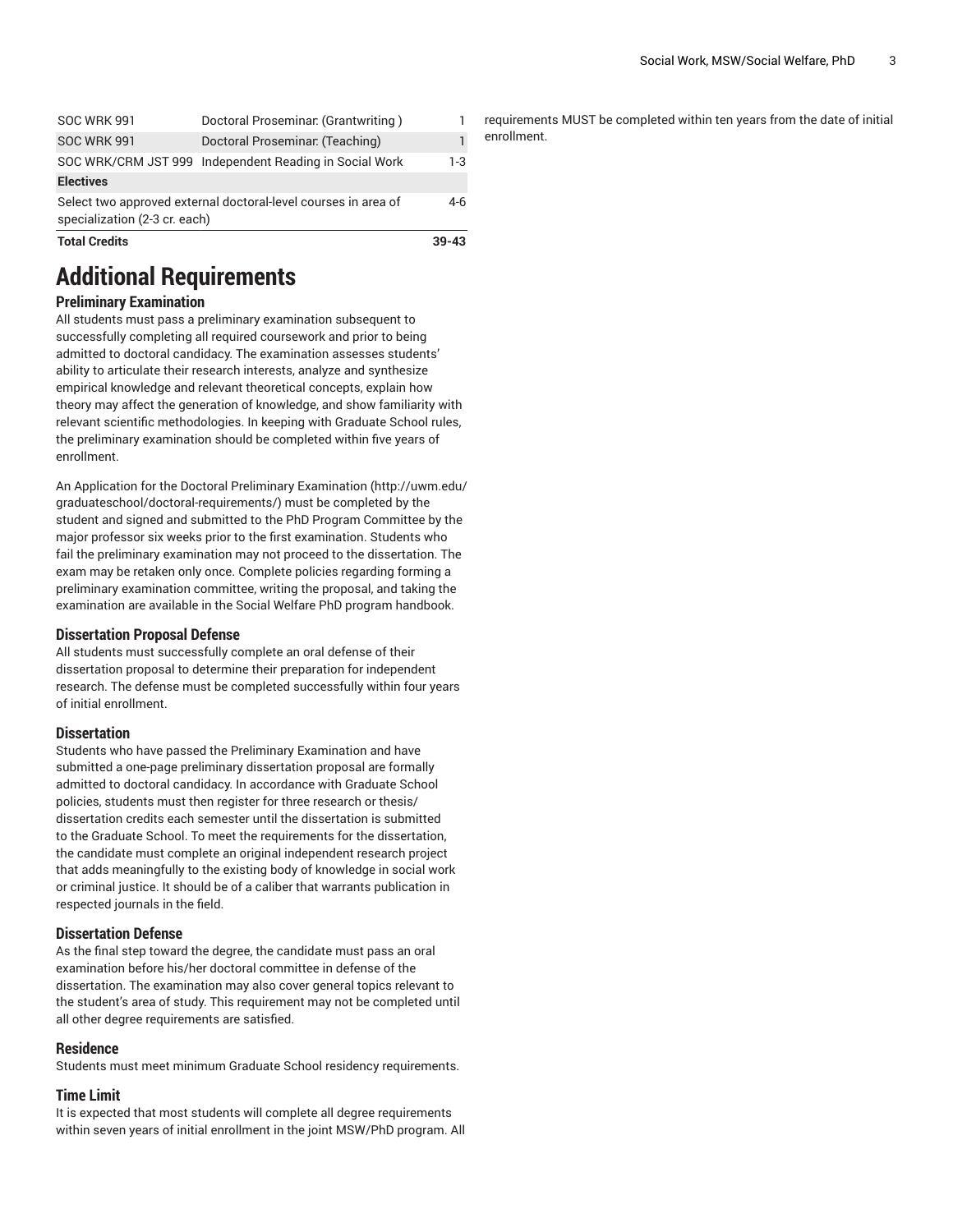| | | |
|---|---|---|
| SOC WRK 991 | Doctoral Proseminar: (Grantwriting ) | 1 |
| SOC WRK 991 | Doctoral Proseminar: (Teaching) | 1 |
| SOC WRK/CRM JST 999 | Independent Reading in Social Work | 1-3 |
| **Electives** | | |
| Select two approved external doctoral-level courses in area of specialization (2-3 cr. each) | | 4-6 |
| **Total Credits** | | **39-43** |

# Additional Requirements

### Preliminary Examination

All students must pass a preliminary examination subsequent to successfully completing all required coursework and prior to being admitted to doctoral candidacy. The examination assesses students' ability to articulate their research interests, analyze and synthesize empirical knowledge and relevant theoretical concepts, explain how theory may affect the generation of knowledge, and show familiarity with relevant scientific methodologies. In keeping with Graduate School rules, the preliminary examination should be completed within five years of enrollment.

An Application for the Doctoral Preliminary Examination (http://uwm.edu/graduateschool/doctoral-requirements/) must be completed by the student and signed and submitted to the PhD Program Committee by the major professor six weeks prior to the first examination. Students who fail the preliminary examination may not proceed to the dissertation. The exam may be retaken only once. Complete policies regarding forming a preliminary examination committee, writing the proposal, and taking the examination are available in the Social Welfare PhD program handbook.

### Dissertation Proposal Defense

All students must successfully complete an oral defense of their dissertation proposal to determine their preparation for independent research. The defense must be completed successfully within four years of initial enrollment.

### Dissertation

Students who have passed the Preliminary Examination and have submitted a one-page preliminary dissertation proposal are formally admitted to doctoral candidacy. In accordance with Graduate School policies, students must then register for three research or thesis/dissertation credits each semester until the dissertation is submitted to the Graduate School. To meet the requirements for the dissertation, the candidate must complete an original independent research project that adds meaningfully to the existing body of knowledge in social work or criminal justice. It should be of a caliber that warrants publication in respected journals in the field.

### Dissertation Defense

As the final step toward the degree, the candidate must pass an oral examination before his/her doctoral committee in defense of the dissertation. The examination may also cover general topics relevant to the student's area of study. This requirement may not be completed until all other degree requirements are satisfied.

### Residence

Students must meet minimum Graduate School residency requirements.

### Time Limit

It is expected that most students will complete all degree requirements within seven years of initial enrollment in the joint MSW/PhD program. All requirements MUST be completed within ten years from the date of initial enrollment.